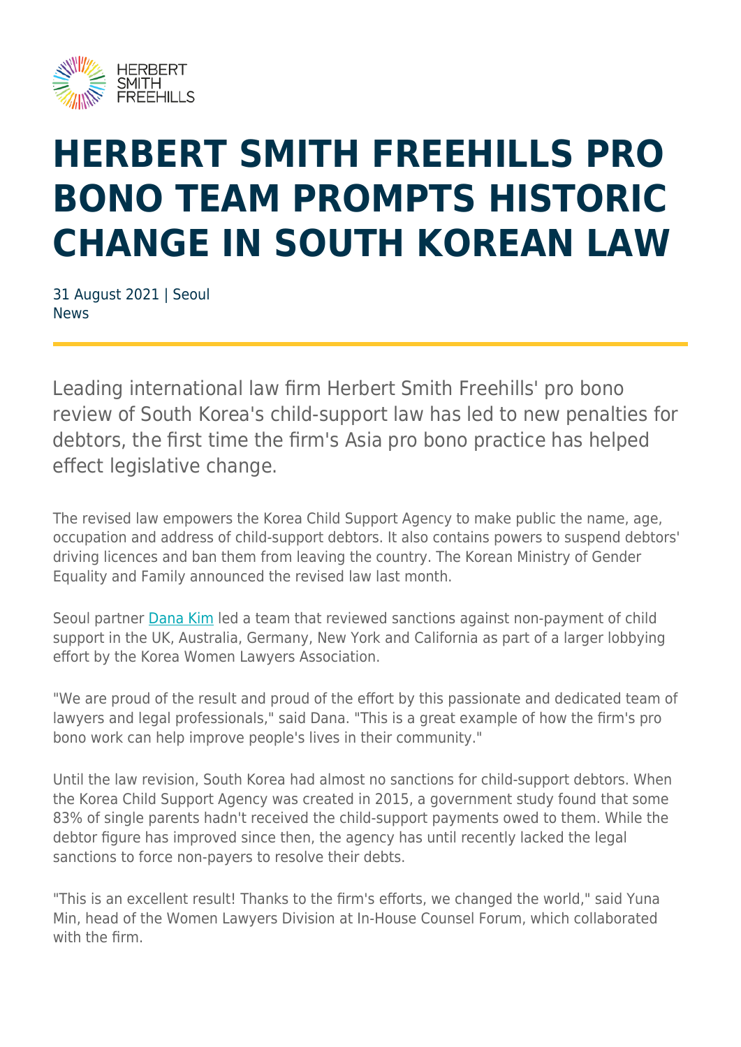# HERBERT SMITH FREEHILLS PRO BONO TEAM PROMPTS HISTORIC CHANGE IN SOUTH KOREAN LAW

31 August 2021 | Seoul
News

Leading international law firm Herbert Smith Freehills' pro bono review of South Korea's child-support law has led to new penalties for debtors, the first time the firm's Asia pro bono practice has helped effect legislative change.

The revised law empowers the Korea Child Support Agency to make public the name, age, occupation and address of child-support debtors. It also contains powers to suspend debtors' driving licences and ban them from leaving the country. The Korean Ministry of Gender Equality and Family announced the revised law last month.

Seoul partner Dana Kim led a team that reviewed sanctions against non-payment of child support in the UK, Australia, Germany, New York and California as part of a larger lobbying effort by the Korea Women Lawyers Association.

"We are proud of the result and proud of the effort by this passionate and dedicated team of lawyers and legal professionals," said Dana. "This is a great example of how the firm's pro bono work can help improve people's lives in their community."

Until the law revision, South Korea had almost no sanctions for child-support debtors. When the Korea Child Support Agency was created in 2015, a government study found that some 83% of single parents hadn't received the child-support payments owed to them. While the debtor figure has improved since then, the agency has until recently lacked the legal sanctions to force non-payers to resolve their debts.

"This is an excellent result! Thanks to the firm's efforts, we changed the world," said Yuna Min, head of the Women Lawyers Division at In-House Counsel Forum, which collaborated with the firm.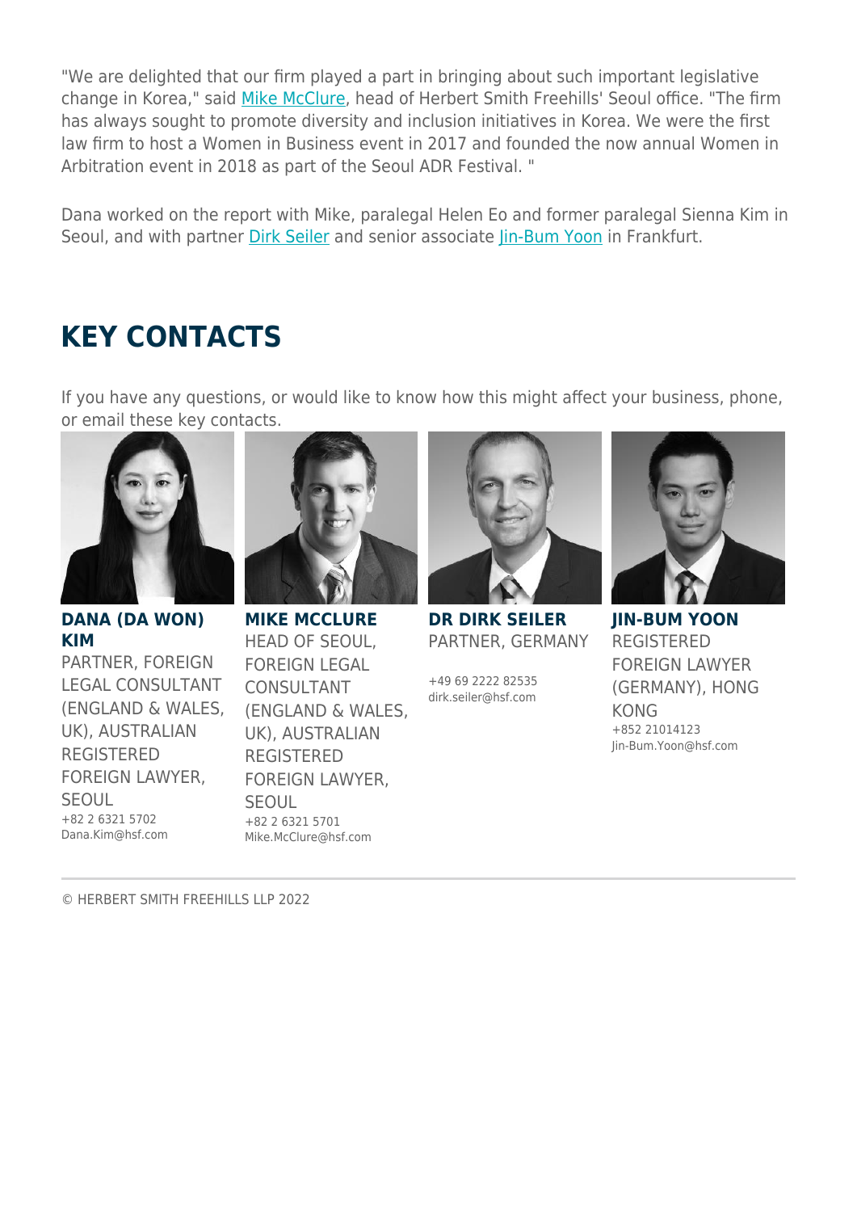"We are delighted that our firm played a part in bringing about such important legislative change in Korea," said Mike McClure, head of Herbert Smith Freehills' Seoul office. "The firm has always sought to promote diversity and inclusion initiatives in Korea. We were the first law firm to host a Women in Business event in 2017 and founded the now annual Women in Arbitration event in 2018 as part of the Seoul ADR Festival. "

Dana worked on the report with Mike, paralegal Helen Eo and former paralegal Sienna Kim in Seoul, and with partner Dirk Seiler and senior associate Jin-Bum Yoon in Frankfurt.

# KEY CONTACTS

If you have any questions, or would like to know how this might affect your business, phone, or email these key contacts.

**DANA (DA WON) KIM**
PARTNER, FOREIGN LEGAL CONSULTANT (ENGLAND & WALES, UK), AUSTRALIAN REGISTERED FOREIGN LAWYER, SEOUL
+82 2 6321 5702
Dana.Kim@hsf.com

**MIKE MCCLURE**
HEAD OF SEOUL, FOREIGN LEGAL CONSULTANT (ENGLAND & WALES, UK), AUSTRALIAN REGISTERED FOREIGN LAWYER, SEOUL
+82 2 6321 5701
Mike.McClure@hsf.com

**DR DIRK SEILER**
PARTNER, GERMANY
+49 69 2222 82535
dirk.seiler@hsf.com

**JIN-BUM YOON**
REGISTERED FOREIGN LAWYER (GERMANY), HONG KONG
+852 21014123
Jin-Bum.Yoon@hsf.com

© HERBERT SMITH FREEHILLS LLP 2022